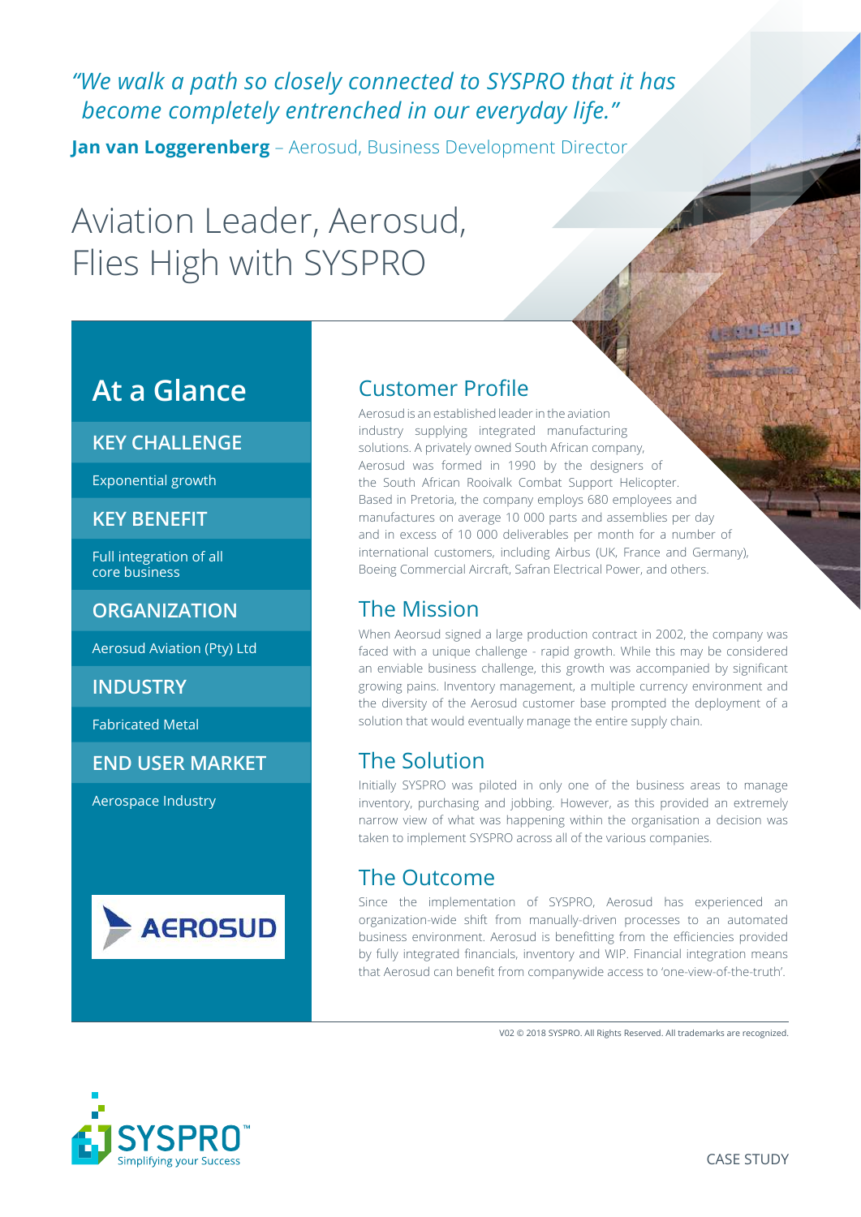*"We walk a path so closely connected to SYSPRO that it has become completely entrenched in our everyday life."*

**Jan van Loggerenberg** – Aerosud, Business Development Director

# Aviation Leader, Aerosud, Flies High with SYSPRO

## At a Glance

### KEY CHALLENGE

Exponential growth

### KEY BENEFIT

Full integration of all core business

### ORGANIZATION

Aerosud Aviation (Pty) Ltd

### INDUSTRY

Fabricated Metal

### END USER MARKET

Aerospace Industry

## Customer Profile

Aerosud is an established leader in the aviation industry supplying integrated manufacturing solutions. A privately owned South African company, Aerosud was formed in 1990 by the designers of the South African Rooivalk Combat Support Helicopter. Based in Pretoria, the company employs 680 employees and manufactures on average 10 000 parts and assemblies per day and in excess of 10 000 deliverables per month for a number of international customers, including Airbus (UK, France and Germany), Boeing Commercial Aircraft, Safran Electrical Power, and others.

## The Mission

When Aeorsud signed a large production contract in 2002, the company was faced with a unique challenge - rapid growth. While this may be considered an enviable business challenge, this growth was accompanied by significant growing pains. Inventory management, a multiple currency environment and the diversity of the Aerosud customer base prompted the deployment of a solution that would eventually manage the entire supply chain.

## The Solution

Initially SYSPRO was piloted in only one of the business areas to manage inventory, purchasing and jobbing. However, as this provided an extremely narrow view of what was happening within the organisation a decision was taken to implement SYSPRO across all of the various companies.

## The Outcome

Since the implementation of SYSPRO, Aerosud has experienced an organization-wide shift from manually-driven processes to an automated business environment. Aerosud is benefitting from the efficiencies provided by fully integrated financials, inventory and WIP. Financial integration means that Aerosud can benefit from companywide access to 'one-view-of-the-truth'.

V02 © 2018 SYSPRO. All Rights Reserved. All trademarks are recognized.

SYSPRO™ Simplifying your Success

CASE STUDY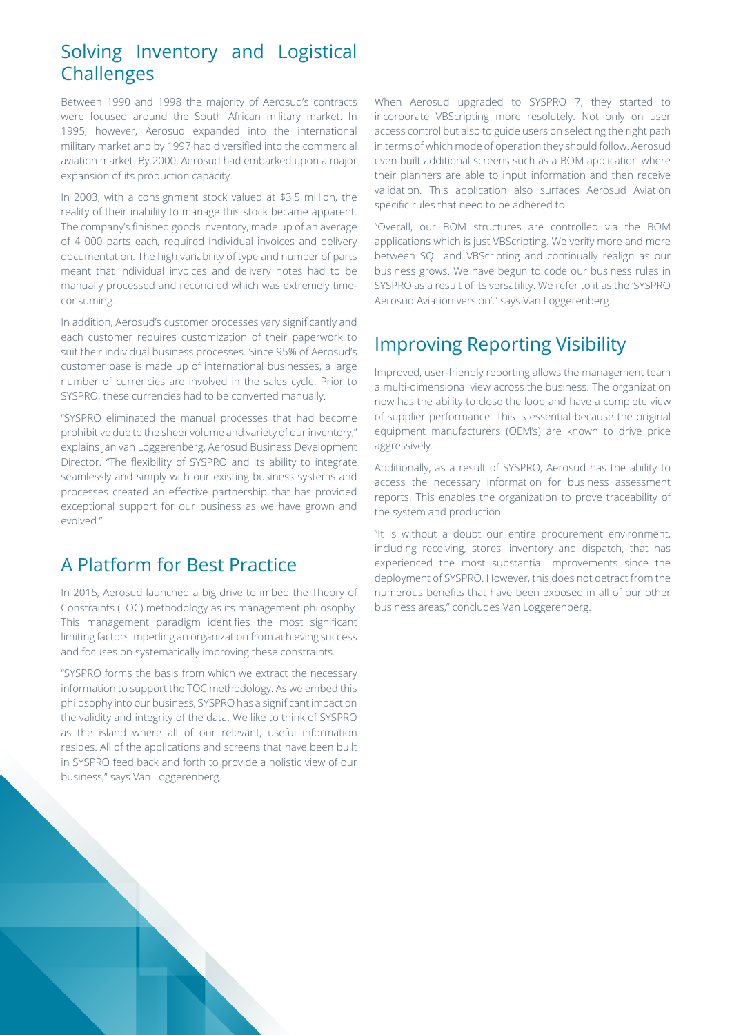## Solving Inventory and Logistical Challenges

Between 1990 and 1998 the majority of Aerosud's contracts were focused around the South African military market. In 1995, however, Aerosud expanded into the international military market and by 1997 had diversified into the commercial aviation market. By 2000, Aerosud had embarked upon a major expansion of its production capacity.

In 2003, with a consignment stock valued at $3.5 million, the reality of their inability to manage this stock became apparent. The company's finished goods inventory, made up of an average of 4 000 parts each, required individual invoices and delivery documentation. The high variability of type and number of parts meant that individual invoices and delivery notes had to be manually processed and reconciled which was extremely time-consuming.

In addition, Aerosud's customer processes vary significantly and each customer requires customization of their paperwork to suit their individual business processes. Since 95% of Aerosud's customer base is made up of international businesses, a large number of currencies are involved in the sales cycle. Prior to SYSPRO, these currencies had to be converted manually.

"SYSPRO eliminated the manual processes that had become prohibitive due to the sheer volume and variety of our inventory," explains Jan van Loggerenberg, Aerosud Business Development Director. "The flexibility of SYSPRO and its ability to integrate seamlessly and simply with our existing business systems and processes created an effective partnership that has provided exceptional support for our business as we have grown and evolved."

## A Platform for Best Practice

In 2015, Aerosud launched a big drive to imbed the Theory of Constraints (TOC) methodology as its management philosophy. This management paradigm identifies the most significant limiting factors impeding an organization from achieving success and focuses on systematically improving these constraints.

"SYSPRO forms the basis from which we extract the necessary information to support the TOC methodology. As we embed this philosophy into our business, SYSPRO has a significant impact on the validity and integrity of the data. We like to think of SYSPRO as the island where all of our relevant, useful information resides. All of the applications and screens that have been built in SYSPRO feed back and forth to provide a holistic view of our business," says Van Loggerenberg.

When Aerosud upgraded to SYSPRO 7, they started to incorporate VBScripting more resolutely. Not only on user access control but also to guide users on selecting the right path in terms of which mode of operation they should follow. Aerosud even built additional screens such as a BOM application where their planners are able to input information and then receive validation. This application also surfaces Aerosud Aviation specific rules that need to be adhered to.

"Overall, our BOM structures are controlled via the BOM applications which is just VBScripting. We verify more and more between SQL and VBScripting and continually realign as our business grows. We have begun to code our business rules in SYSPRO as a result of its versatility. We refer to it as the 'SYSPRO Aerosud Aviation version'," says Van Loggerenberg.

## Improving Reporting Visibility

Improved, user-friendly reporting allows the management team a multi-dimensional view across the business. The organization now has the ability to close the loop and have a complete view of supplier performance. This is essential because the original equipment manufacturers (OEM's) are known to drive price aggressively.

Additionally, as a result of SYSPRO, Aerosud has the ability to access the necessary information for business assessment reports. This enables the organization to prove traceability of the system and production.

"It is without a doubt our entire procurement environment, including receiving, stores, inventory and dispatch, that has experienced the most substantial improvements since the deployment of SYSPRO. However, this does not detract from the numerous benefits that have been exposed in all of our other business areas," concludes Van Loggerenberg.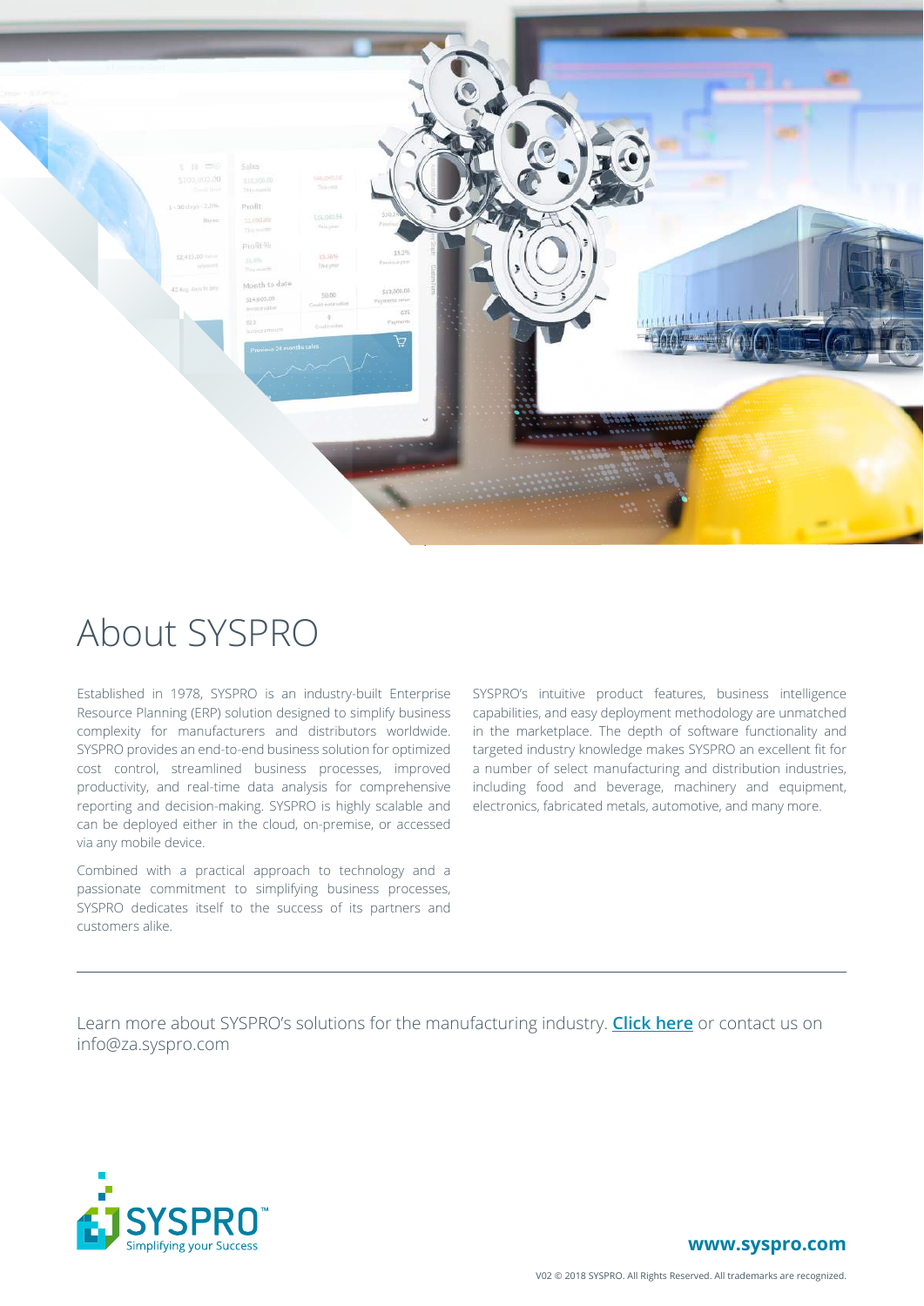# About SYSPRO

Established in 1978, SYSPRO is an industry-built Enterprise Resource Planning (ERP) solution designed to simplify business complexity for manufacturers and distributors worldwide. SYSPRO provides an end-to-end business solution for optimized cost control, streamlined business processes, improved productivity, and real-time data analysis for comprehensive reporting and decision-making. SYSPRO is highly scalable and can be deployed either in the cloud, on-premise, or accessed via any mobile device.

Combined with a practical approach to technology and a passionate commitment to simplifying business processes, SYSPRO dedicates itself to the success of its partners and customers alike.

SYSPRO's intuitive product features, business intelligence capabilities, and easy deployment methodology are unmatched in the marketplace. The depth of software functionality and targeted industry knowledge makes SYSPRO an excellent fit for a number of select manufacturing and distribution industries, including food and beverage, machinery and equipment, electronics, fabricated metals, automotive, and many more.

---

Learn more about SYSPRO's solutions for the manufacturing industry. **Click here** or contact us on info@za.syspro.com

SYSPRO™ Simplifying your Success

**www.syspro.com**

V02 © 2018 SYSPRO. All Rights Reserved. All trademarks are recognized.